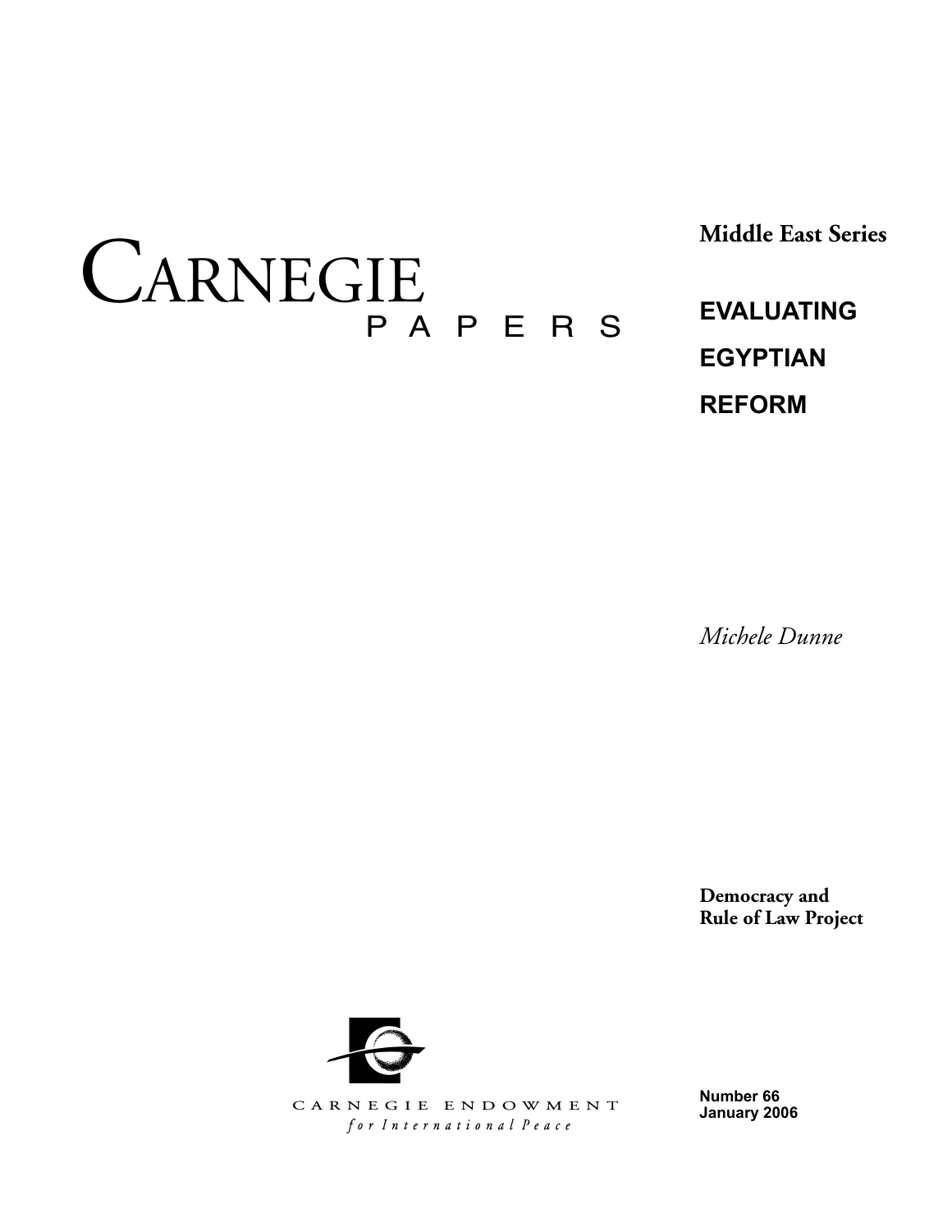# CARNEGIE PAPERS

**Middle East Series**

# EVALUATING EGYPTIAN REFORM

*Michele Dunne*

**Democracy and Rule of Law Project**

CARNEGIE ENDOWMENT
*for International Peace*

**Number 66**
**January 2006**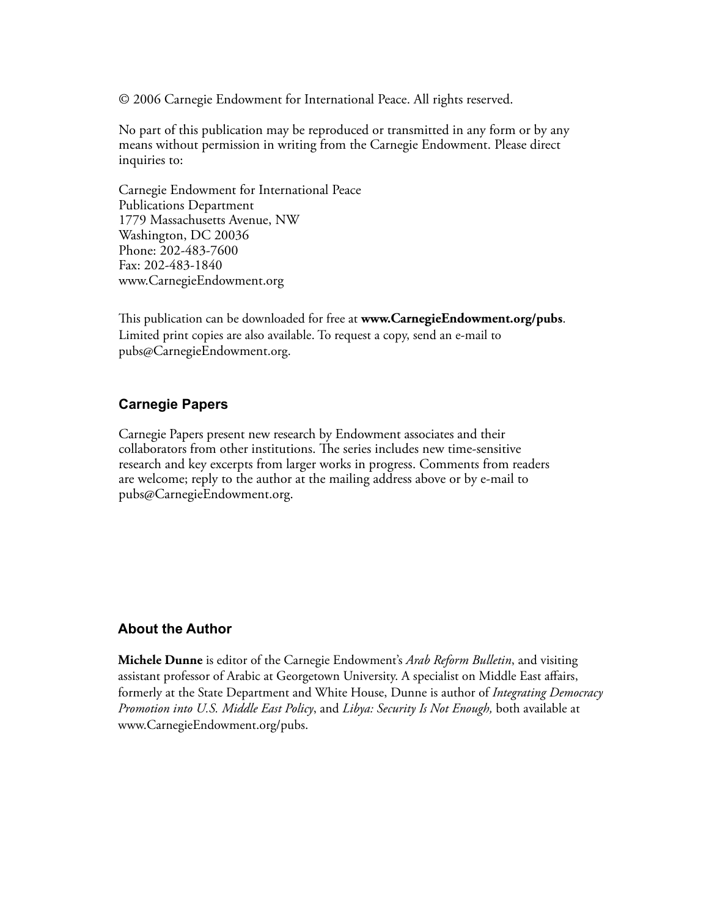© 2006 Carnegie Endowment for International Peace. All rights reserved.

No part of this publication may be reproduced or transmitted in any form or by any means without permission in writing from the Carnegie Endowment. Please direct inquiries to:

Carnegie Endowment for International Peace
Publications Department
1779 Massachusetts Avenue, NW
Washington, DC 20036
Phone: 202-483-7600
Fax: 202-483-1840
www.CarnegieEndowment.org

This publication can be downloaded for free at **www.CarnegieEndowment.org/pubs**. Limited print copies are also available. To request a copy, send an e-mail to pubs@CarnegieEndowment.org.

## Carnegie Papers

Carnegie Papers present new research by Endowment associates and their collaborators from other institutions. The series includes new time-sensitive research and key excerpts from larger works in progress. Comments from readers are welcome; reply to the author at the mailing address above or by e-mail to pubs@CarnegieEndowment.org.

## About the Author

**Michele Dunne** is editor of the Carnegie Endowment's *Arab Reform Bulletin*, and visiting assistant professor of Arabic at Georgetown University. A specialist on Middle East affairs, formerly at the State Department and White House, Dunne is author of *Integrating Democracy Promotion into U.S. Middle East Policy*, and *Libya: Security Is Not Enough,* both available at www.CarnegieEndowment.org/pubs.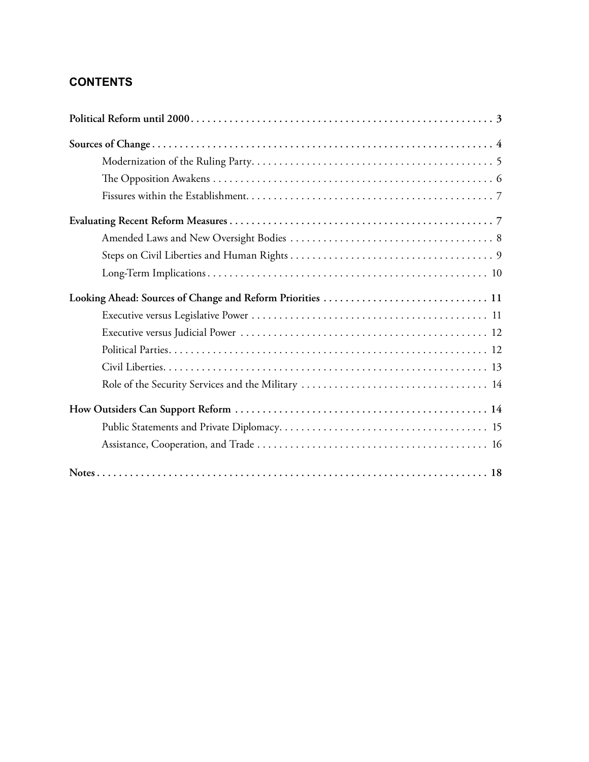## CONTENTS

**Political Reform until 2000** . . . . . . . . . . 3

**Sources of Change** . . . . . . . . . . 4

- Modernization of the Ruling Party . . . . . . . . . . 5
- The Opposition Awakens . . . . . . . . . . 6
- Fissures within the Establishment . . . . . . . . . . 7

**Evaluating Recent Reform Measures** . . . . . . . . . . 7

- Amended Laws and New Oversight Bodies . . . . . . . . . . 8
- Steps on Civil Liberties and Human Rights . . . . . . . . . . 9
- Long-Term Implications . . . . . . . . . . 10

**Looking Ahead: Sources of Change and Reform Priorities** . . . . . . . . . . 11

- Executive versus Legislative Power . . . . . . . . . . 11
- Executive versus Judicial Power . . . . . . . . . . 12
- Political Parties . . . . . . . . . . 12
- Civil Liberties . . . . . . . . . . 13
- Role of the Security Services and the Military . . . . . . . . . . 14

**How Outsiders Can Support Reform** . . . . . . . . . . 14

- Public Statements and Private Diplomacy . . . . . . . . . . 15
- Assistance, Cooperation, and Trade . . . . . . . . . . 16

**Notes** . . . . . . . . . . 18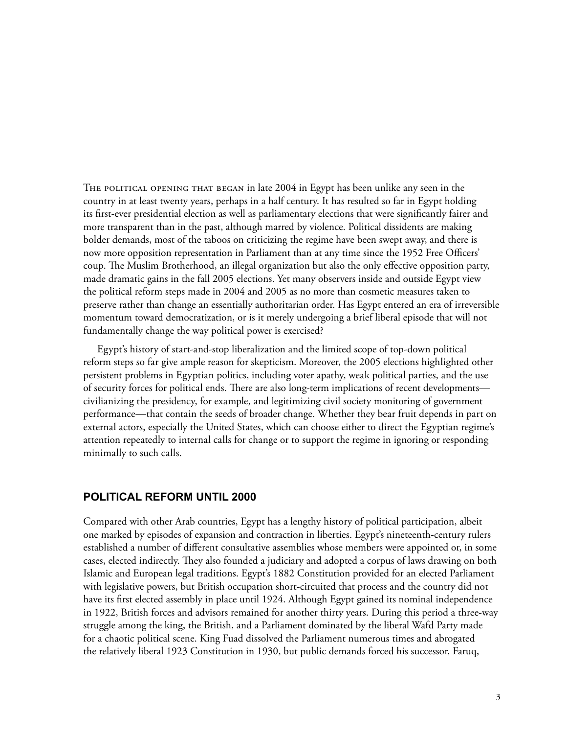The political opening that began in late 2004 in Egypt has been unlike any seen in the country in at least twenty years, perhaps in a half century. It has resulted so far in Egypt holding its first-ever presidential election as well as parliamentary elections that were significantly fairer and more transparent than in the past, although marred by violence. Political dissidents are making bolder demands, most of the taboos on criticizing the regime have been swept away, and there is now more opposition representation in Parliament than at any time since the 1952 Free Officers' coup. The Muslim Brotherhood, an illegal organization but also the only effective opposition party, made dramatic gains in the fall 2005 elections. Yet many observers inside and outside Egypt view the political reform steps made in 2004 and 2005 as no more than cosmetic measures taken to preserve rather than change an essentially authoritarian order. Has Egypt entered an era of irreversible momentum toward democratization, or is it merely undergoing a brief liberal episode that will not fundamentally change the way political power is exercised?

Egypt's history of start-and-stop liberalization and the limited scope of top-down political reform steps so far give ample reason for skepticism. Moreover, the 2005 elections highlighted other persistent problems in Egyptian politics, including voter apathy, weak political parties, and the use of security forces for political ends. There are also long-term implications of recent developments—civilianizing the presidency, for example, and legitimizing civil society monitoring of government performance—that contain the seeds of broader change. Whether they bear fruit depends in part on external actors, especially the United States, which can choose either to direct the Egyptian regime's attention repeatedly to internal calls for change or to support the regime in ignoring or responding minimally to such calls.

## POLITICAL REFORM UNTIL 2000

Compared with other Arab countries, Egypt has a lengthy history of political participation, albeit one marked by episodes of expansion and contraction in liberties. Egypt's nineteenth-century rulers established a number of different consultative assemblies whose members were appointed or, in some cases, elected indirectly. They also founded a judiciary and adopted a corpus of laws drawing on both Islamic and European legal traditions. Egypt's 1882 Constitution provided for an elected Parliament with legislative powers, but British occupation short-circuited that process and the country did not have its first elected assembly in place until 1924. Although Egypt gained its nominal independence in 1922, British forces and advisors remained for another thirty years. During this period a three-way struggle among the king, the British, and a Parliament dominated by the liberal Wafd Party made for a chaotic political scene. King Fuad dissolved the Parliament numerous times and abrogated the relatively liberal 1923 Constitution in 1930, but public demands forced his successor, Faruq,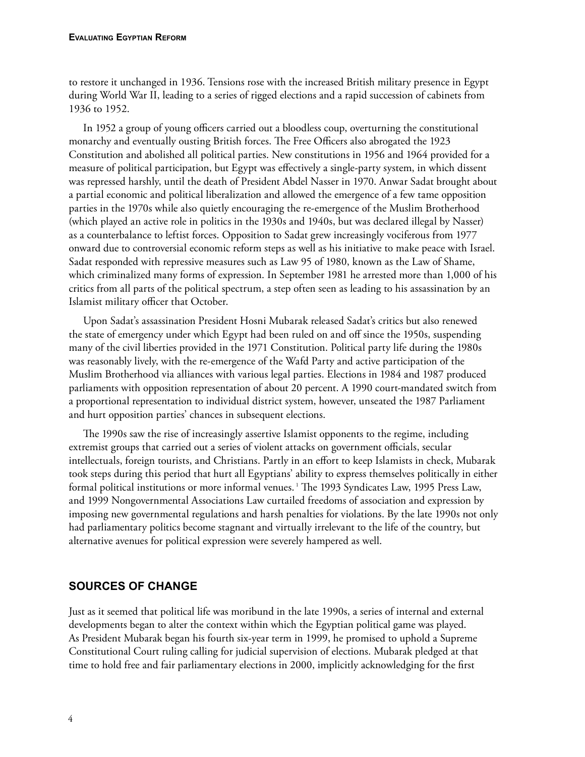to restore it unchanged in 1936. Tensions rose with the increased British military presence in Egypt during World War II, leading to a series of rigged elections and a rapid succession of cabinets from 1936 to 1952.

In 1952 a group of young officers carried out a bloodless coup, overturning the constitutional monarchy and eventually ousting British forces. The Free Officers also abrogated the 1923 Constitution and abolished all political parties. New constitutions in 1956 and 1964 provided for a measure of political participation, but Egypt was effectively a single-party system, in which dissent was repressed harshly, until the death of President Abdel Nasser in 1970. Anwar Sadat brought about a partial economic and political liberalization and allowed the emergence of a few tame opposition parties in the 1970s while also quietly encouraging the re-emergence of the Muslim Brotherhood (which played an active role in politics in the 1930s and 1940s, but was declared illegal by Nasser) as a counterbalance to leftist forces. Opposition to Sadat grew increasingly vociferous from 1977 onward due to controversial economic reform steps as well as his initiative to make peace with Israel. Sadat responded with repressive measures such as Law 95 of 1980, known as the Law of Shame, which criminalized many forms of expression. In September 1981 he arrested more than 1,000 of his critics from all parts of the political spectrum, a step often seen as leading to his assassination by an Islamist military officer that October.

Upon Sadat's assassination President Hosni Mubarak released Sadat's critics but also renewed the state of emergency under which Egypt had been ruled on and off since the 1950s, suspending many of the civil liberties provided in the 1971 Constitution. Political party life during the 1980s was reasonably lively, with the re-emergence of the Wafd Party and active participation of the Muslim Brotherhood via alliances with various legal parties. Elections in 1984 and 1987 produced parliaments with opposition representation of about 20 percent. A 1990 court-mandated switch from a proportional representation to individual district system, however, unseated the 1987 Parliament and hurt opposition parties' chances in subsequent elections.

The 1990s saw the rise of increasingly assertive Islamist opponents to the regime, including extremist groups that carried out a series of violent attacks on government officials, secular intellectuals, foreign tourists, and Christians. Partly in an effort to keep Islamists in check, Mubarak took steps during this period that hurt all Egyptians' ability to express themselves politically in either formal political institutions or more informal venues.[1] The 1993 Syndicates Law, 1995 Press Law, and 1999 Nongovernmental Associations Law curtailed freedoms of association and expression by imposing new governmental regulations and harsh penalties for violations. By the late 1990s not only had parliamentary politics become stagnant and virtually irrelevant to the life of the country, but alternative avenues for political expression were severely hampered as well.

## SOURCES OF CHANGE

Just as it seemed that political life was moribund in the late 1990s, a series of internal and external developments began to alter the context within which the Egyptian political game was played. As President Mubarak began his fourth six-year term in 1999, he promised to uphold a Supreme Constitutional Court ruling calling for judicial supervision of elections. Mubarak pledged at that time to hold free and fair parliamentary elections in 2000, implicitly acknowledging for the first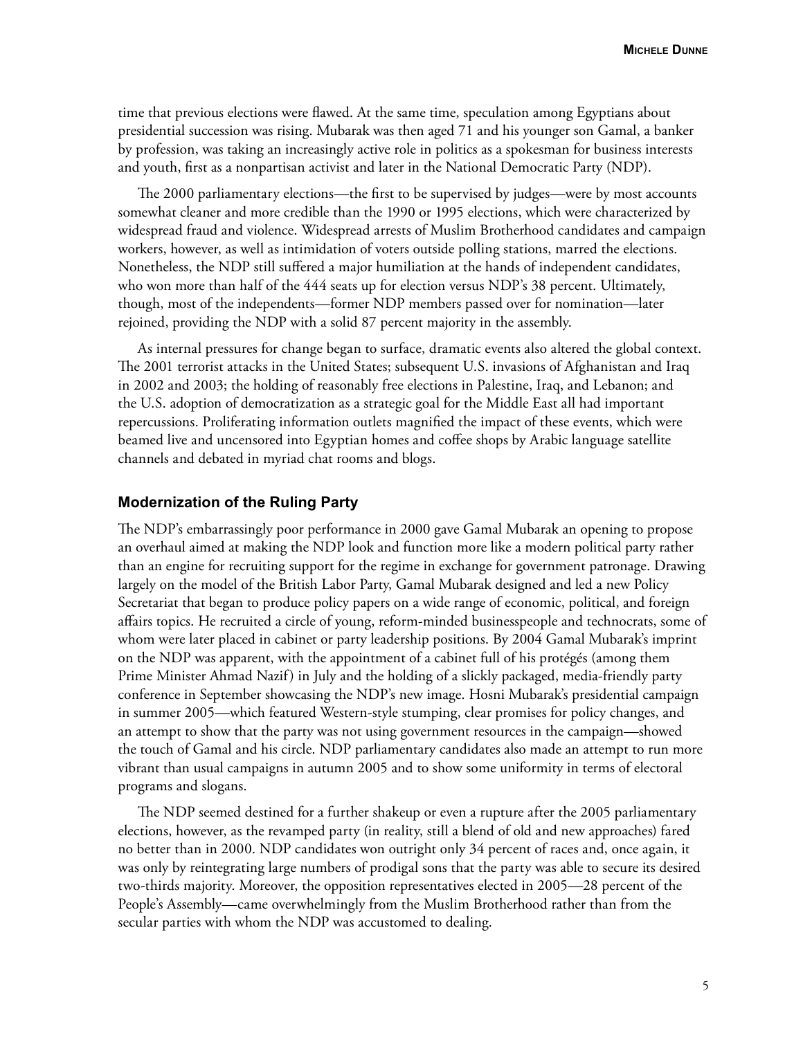time that previous elections were flawed. At the same time, speculation among Egyptians about presidential succession was rising. Mubarak was then aged 71 and his younger son Gamal, a banker by profession, was taking an increasingly active role in politics as a spokesman for business interests and youth, first as a nonpartisan activist and later in the National Democratic Party (NDP).

The 2000 parliamentary elections—the first to be supervised by judges—were by most accounts somewhat cleaner and more credible than the 1990 or 1995 elections, which were characterized by widespread fraud and violence. Widespread arrests of Muslim Brotherhood candidates and campaign workers, however, as well as intimidation of voters outside polling stations, marred the elections. Nonetheless, the NDP still suffered a major humiliation at the hands of independent candidates, who won more than half of the 444 seats up for election versus NDP's 38 percent. Ultimately, though, most of the independents—former NDP members passed over for nomination—later rejoined, providing the NDP with a solid 87 percent majority in the assembly.

As internal pressures for change began to surface, dramatic events also altered the global context. The 2001 terrorist attacks in the United States; subsequent U.S. invasions of Afghanistan and Iraq in 2002 and 2003; the holding of reasonably free elections in Palestine, Iraq, and Lebanon; and the U.S. adoption of democratization as a strategic goal for the Middle East all had important repercussions. Proliferating information outlets magnified the impact of these events, which were beamed live and uncensored into Egyptian homes and coffee shops by Arabic language satellite channels and debated in myriad chat rooms and blogs.

## Modernization of the Ruling Party

The NDP's embarrassingly poor performance in 2000 gave Gamal Mubarak an opening to propose an overhaul aimed at making the NDP look and function more like a modern political party rather than an engine for recruiting support for the regime in exchange for government patronage. Drawing largely on the model of the British Labor Party, Gamal Mubarak designed and led a new Policy Secretariat that began to produce policy papers on a wide range of economic, political, and foreign affairs topics. He recruited a circle of young, reform-minded businesspeople and technocrats, some of whom were later placed in cabinet or party leadership positions. By 2004 Gamal Mubarak's imprint on the NDP was apparent, with the appointment of a cabinet full of his protégés (among them Prime Minister Ahmad Nazif) in July and the holding of a slickly packaged, media-friendly party conference in September showcasing the NDP's new image. Hosni Mubarak's presidential campaign in summer 2005—which featured Western-style stumping, clear promises for policy changes, and an attempt to show that the party was not using government resources in the campaign—showed the touch of Gamal and his circle. NDP parliamentary candidates also made an attempt to run more vibrant than usual campaigns in autumn 2005 and to show some uniformity in terms of electoral programs and slogans.

The NDP seemed destined for a further shakeup or even a rupture after the 2005 parliamentary elections, however, as the revamped party (in reality, still a blend of old and new approaches) fared no better than in 2000. NDP candidates won outright only 34 percent of races and, once again, it was only by reintegrating large numbers of prodigal sons that the party was able to secure its desired two-thirds majority. Moreover, the opposition representatives elected in 2005—28 percent of the People's Assembly—came overwhelmingly from the Muslim Brotherhood rather than from the secular parties with whom the NDP was accustomed to dealing.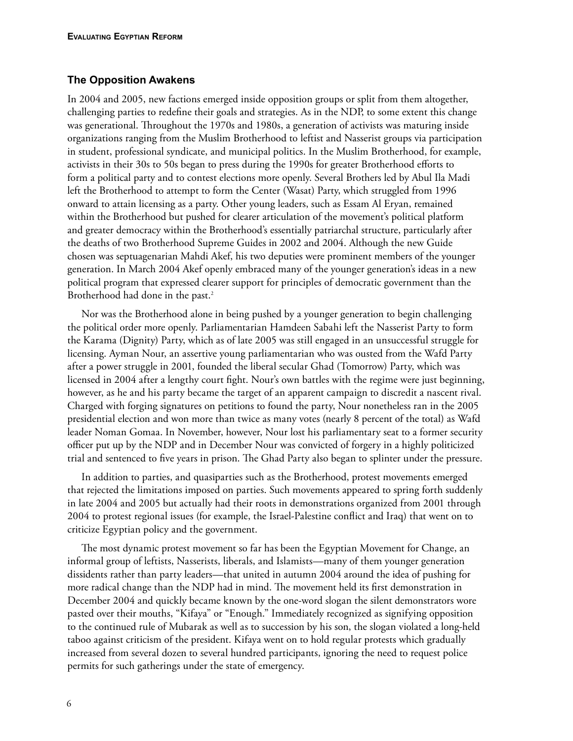## The Opposition Awakens

In 2004 and 2005, new factions emerged inside opposition groups or split from them altogether, challenging parties to redefine their goals and strategies. As in the NDP, to some extent this change was generational. Throughout the 1970s and 1980s, a generation of activists was maturing inside organizations ranging from the Muslim Brotherhood to leftist and Nasserist groups via participation in student, professional syndicate, and municipal politics. In the Muslim Brotherhood, for example, activists in their 30s to 50s began to press during the 1990s for greater Brotherhood efforts to form a political party and to contest elections more openly. Several Brothers led by Abul Ila Madi left the Brotherhood to attempt to form the Center (Wasat) Party, which struggled from 1996 onward to attain licensing as a party. Other young leaders, such as Essam Al Eryan, remained within the Brotherhood but pushed for clearer articulation of the movement's political platform and greater democracy within the Brotherhood's essentially patriarchal structure, particularly after the deaths of two Brotherhood Supreme Guides in 2002 and 2004. Although the new Guide chosen was septuagenarian Mahdi Akef, his two deputies were prominent members of the younger generation. In March 2004 Akef openly embraced many of the younger generation's ideas in a new political program that expressed clearer support for principles of democratic government than the Brotherhood had done in the past.[2]

Nor was the Brotherhood alone in being pushed by a younger generation to begin challenging the political order more openly. Parliamentarian Hamdeen Sabahi left the Nasserist Party to form the Karama (Dignity) Party, which as of late 2005 was still engaged in an unsuccessful struggle for licensing. Ayman Nour, an assertive young parliamentarian who was ousted from the Wafd Party after a power struggle in 2001, founded the liberal secular Ghad (Tomorrow) Party, which was licensed in 2004 after a lengthy court fight. Nour's own battles with the regime were just beginning, however, as he and his party became the target of an apparent campaign to discredit a nascent rival. Charged with forging signatures on petitions to found the party, Nour nonetheless ran in the 2005 presidential election and won more than twice as many votes (nearly 8 percent of the total) as Wafd leader Noman Gomaa. In November, however, Nour lost his parliamentary seat to a former security officer put up by the NDP and in December Nour was convicted of forgery in a highly politicized trial and sentenced to five years in prison. The Ghad Party also began to splinter under the pressure.

In addition to parties, and quasiparties such as the Brotherhood, protest movements emerged that rejected the limitations imposed on parties. Such movements appeared to spring forth suddenly in late 2004 and 2005 but actually had their roots in demonstrations organized from 2001 through 2004 to protest regional issues (for example, the Israel-Palestine conflict and Iraq) that went on to criticize Egyptian policy and the government.

The most dynamic protest movement so far has been the Egyptian Movement for Change, an informal group of leftists, Nasserists, liberals, and Islamists—many of them younger generation dissidents rather than party leaders—that united in autumn 2004 around the idea of pushing for more radical change than the NDP had in mind. The movement held its first demonstration in December 2004 and quickly became known by the one-word slogan the silent demonstrators wore pasted over their mouths, "Kifaya" or "Enough." Immediately recognized as signifying opposition to the continued rule of Mubarak as well as to succession by his son, the slogan violated a long-held taboo against criticism of the president. Kifaya went on to hold regular protests which gradually increased from several dozen to several hundred participants, ignoring the need to request police permits for such gatherings under the state of emergency.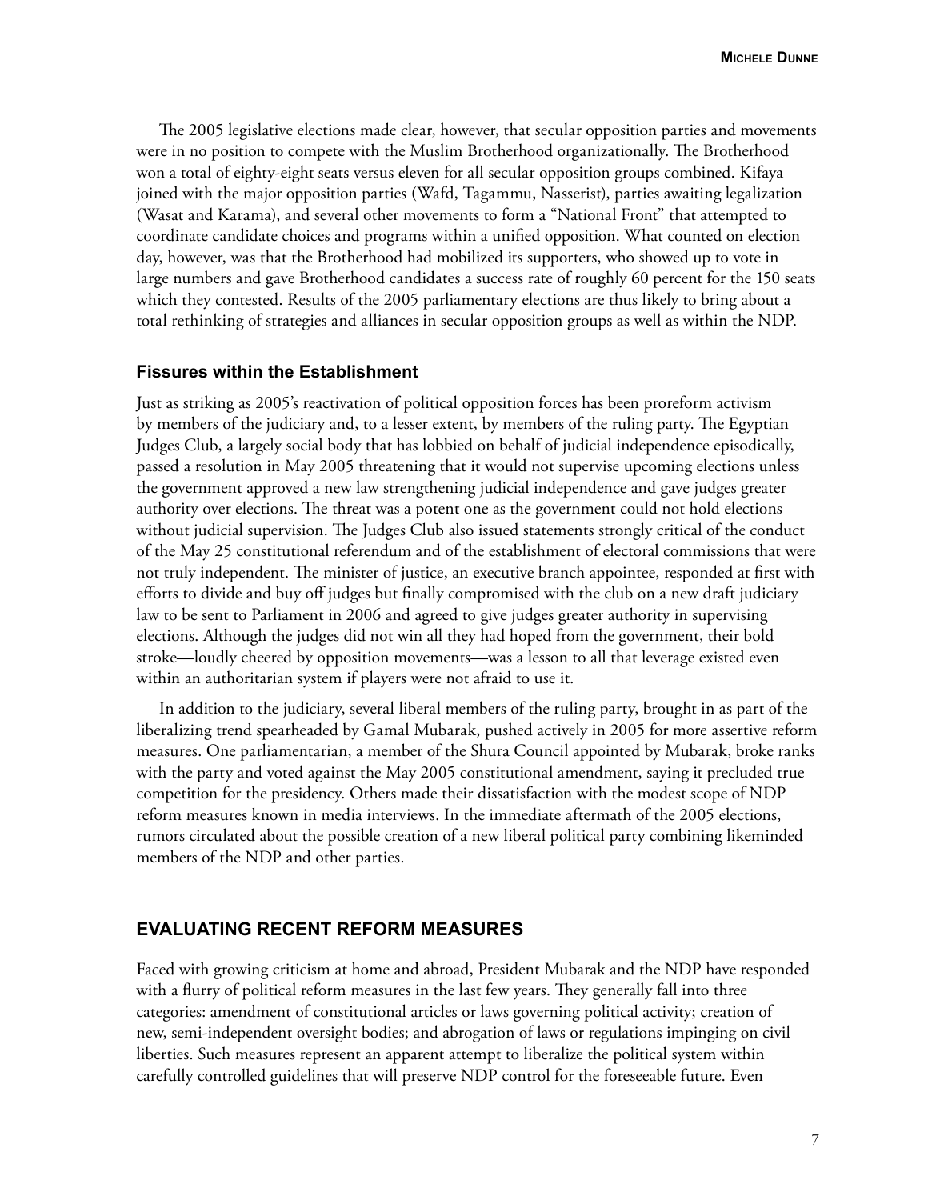The 2005 legislative elections made clear, however, that secular opposition parties and movements were in no position to compete with the Muslim Brotherhood organizationally. The Brotherhood won a total of eighty-eight seats versus eleven for all secular opposition groups combined. Kifaya joined with the major opposition parties (Wafd, Tagammu, Nasserist), parties awaiting legalization (Wasat and Karama), and several other movements to form a "National Front" that attempted to coordinate candidate choices and programs within a unified opposition. What counted on election day, however, was that the Brotherhood had mobilized its supporters, who showed up to vote in large numbers and gave Brotherhood candidates a success rate of roughly 60 percent for the 150 seats which they contested. Results of the 2005 parliamentary elections are thus likely to bring about a total rethinking of strategies and alliances in secular opposition groups as well as within the NDP.

### Fissures within the Establishment

Just as striking as 2005's reactivation of political opposition forces has been proreform activism by members of the judiciary and, to a lesser extent, by members of the ruling party. The Egyptian Judges Club, a largely social body that has lobbied on behalf of judicial independence episodically, passed a resolution in May 2005 threatening that it would not supervise upcoming elections unless the government approved a new law strengthening judicial independence and gave judges greater authority over elections. The threat was a potent one as the government could not hold elections without judicial supervision. The Judges Club also issued statements strongly critical of the conduct of the May 25 constitutional referendum and of the establishment of electoral commissions that were not truly independent. The minister of justice, an executive branch appointee, responded at first with efforts to divide and buy off judges but finally compromised with the club on a new draft judiciary law to be sent to Parliament in 2006 and agreed to give judges greater authority in supervising elections. Although the judges did not win all they had hoped from the government, their bold stroke—loudly cheered by opposition movements—was a lesson to all that leverage existed even within an authoritarian system if players were not afraid to use it.

In addition to the judiciary, several liberal members of the ruling party, brought in as part of the liberalizing trend spearheaded by Gamal Mubarak, pushed actively in 2005 for more assertive reform measures. One parliamentarian, a member of the Shura Council appointed by Mubarak, broke ranks with the party and voted against the May 2005 constitutional amendment, saying it precluded true competition for the presidency. Others made their dissatisfaction with the modest scope of NDP reform measures known in media interviews. In the immediate aftermath of the 2005 elections, rumors circulated about the possible creation of a new liberal political party combining likeminded members of the NDP and other parties.

## EVALUATING RECENT REFORM MEASURES

Faced with growing criticism at home and abroad, President Mubarak and the NDP have responded with a flurry of political reform measures in the last few years. They generally fall into three categories: amendment of constitutional articles or laws governing political activity; creation of new, semi-independent oversight bodies; and abrogation of laws or regulations impinging on civil liberties. Such measures represent an apparent attempt to liberalize the political system within carefully controlled guidelines that will preserve NDP control for the foreseeable future. Even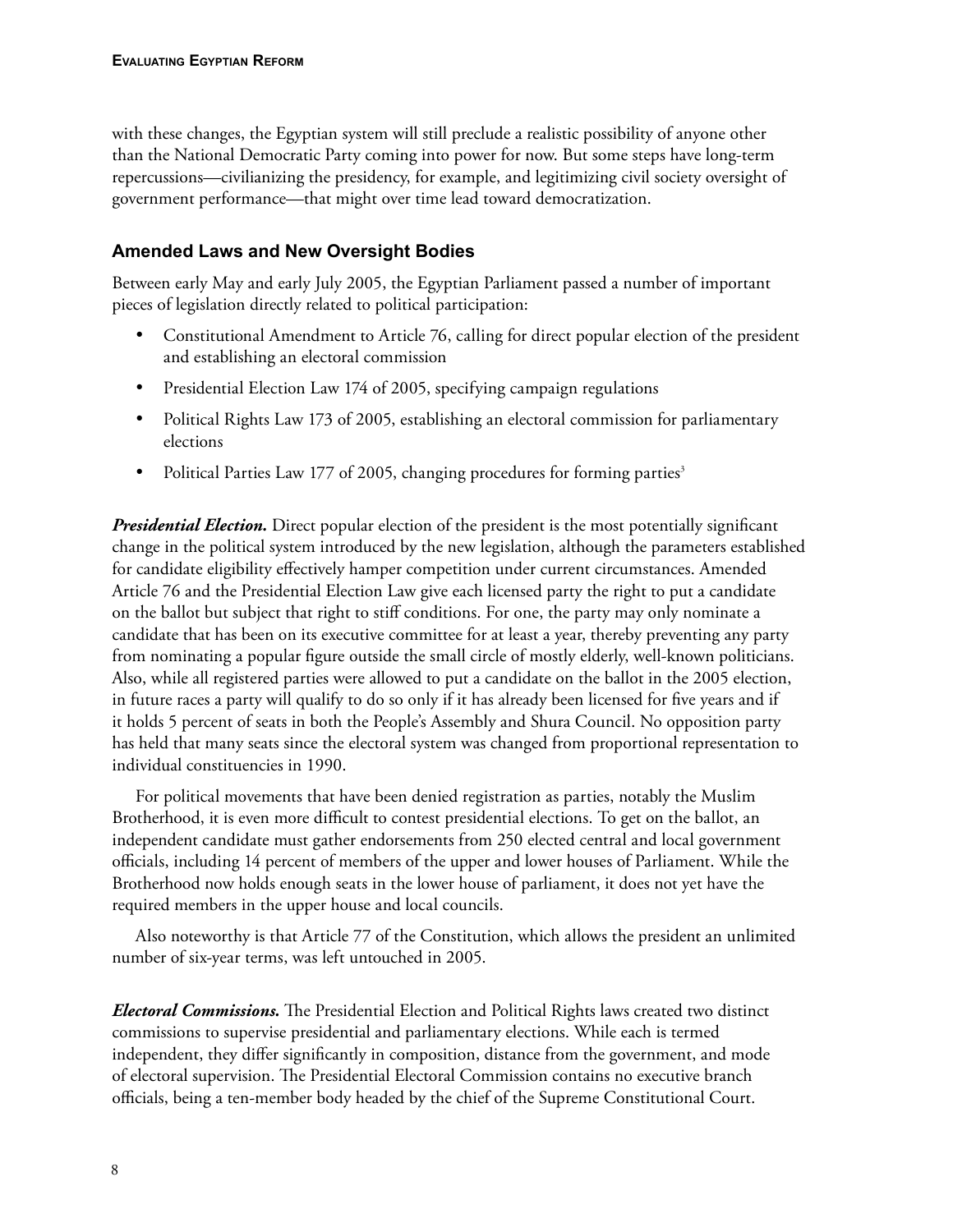with these changes, the Egyptian system will still preclude a realistic possibility of anyone other than the National Democratic Party coming into power for now. But some steps have long-term repercussions—civilianizing the presidency, for example, and legitimizing civil society oversight of government performance—that might over time lead toward democratization.

## Amended Laws and New Oversight Bodies

Between early May and early July 2005, the Egyptian Parliament passed a number of important pieces of legislation directly related to political participation:

- Constitutional Amendment to Article 76, calling for direct popular election of the president and establishing an electoral commission
- Presidential Election Law 174 of 2005, specifying campaign regulations
- Political Rights Law 173 of 2005, establishing an electoral commission for parliamentary elections
- Political Parties Law 177 of 2005, changing procedures for forming parties[3]

***Presidential Election.*** Direct popular election of the president is the most potentially significant change in the political system introduced by the new legislation, although the parameters established for candidate eligibility effectively hamper competition under current circumstances. Amended Article 76 and the Presidential Election Law give each licensed party the right to put a candidate on the ballot but subject that right to stiff conditions. For one, the party may only nominate a candidate that has been on its executive committee for at least a year, thereby preventing any party from nominating a popular figure outside the small circle of mostly elderly, well-known politicians. Also, while all registered parties were allowed to put a candidate on the ballot in the 2005 election, in future races a party will qualify to do so only if it has already been licensed for five years and if it holds 5 percent of seats in both the People's Assembly and Shura Council. No opposition party has held that many seats since the electoral system was changed from proportional representation to individual constituencies in 1990.

For political movements that have been denied registration as parties, notably the Muslim Brotherhood, it is even more difficult to contest presidential elections. To get on the ballot, an independent candidate must gather endorsements from 250 elected central and local government officials, including 14 percent of members of the upper and lower houses of Parliament. While the Brotherhood now holds enough seats in the lower house of parliament, it does not yet have the required members in the upper house and local councils.

Also noteworthy is that Article 77 of the Constitution, which allows the president an unlimited number of six-year terms, was left untouched in 2005.

***Electoral Commissions.*** The Presidential Election and Political Rights laws created two distinct commissions to supervise presidential and parliamentary elections. While each is termed independent, they differ significantly in composition, distance from the government, and mode of electoral supervision. The Presidential Electoral Commission contains no executive branch officials, being a ten-member body headed by the chief of the Supreme Constitutional Court.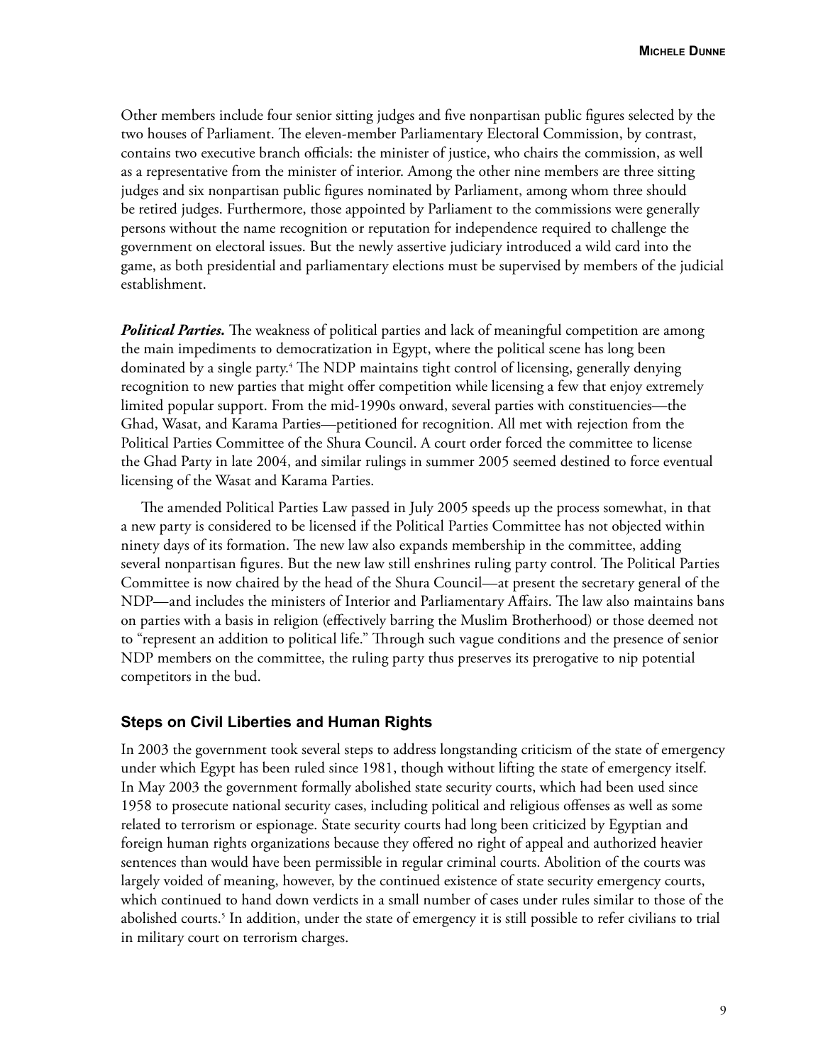Other members include four senior sitting judges and five nonpartisan public figures selected by the two houses of Parliament. The eleven-member Parliamentary Electoral Commission, by contrast, contains two executive branch officials: the minister of justice, who chairs the commission, as well as a representative from the minister of interior. Among the other nine members are three sitting judges and six nonpartisan public figures nominated by Parliament, among whom three should be retired judges. Furthermore, those appointed by Parliament to the commissions were generally persons without the name recognition or reputation for independence required to challenge the government on electoral issues. But the newly assertive judiciary introduced a wild card into the game, as both presidential and parliamentary elections must be supervised by members of the judicial establishment.

***Political Parties.*** The weakness of political parties and lack of meaningful competition are among the main impediments to democratization in Egypt, where the political scene has long been dominated by a single party.[4] The NDP maintains tight control of licensing, generally denying recognition to new parties that might offer competition while licensing a few that enjoy extremely limited popular support. From the mid-1990s onward, several parties with constituencies—the Ghad, Wasat, and Karama Parties—petitioned for recognition. All met with rejection from the Political Parties Committee of the Shura Council. A court order forced the committee to license the Ghad Party in late 2004, and similar rulings in summer 2005 seemed destined to force eventual licensing of the Wasat and Karama Parties.

The amended Political Parties Law passed in July 2005 speeds up the process somewhat, in that a new party is considered to be licensed if the Political Parties Committee has not objected within ninety days of its formation. The new law also expands membership in the committee, adding several nonpartisan figures. But the new law still enshrines ruling party control. The Political Parties Committee is now chaired by the head of the Shura Council—at present the secretary general of the NDP—and includes the ministers of Interior and Parliamentary Affairs. The law also maintains bans on parties with a basis in religion (effectively barring the Muslim Brotherhood) or those deemed not to "represent an addition to political life." Through such vague conditions and the presence of senior NDP members on the committee, the ruling party thus preserves its prerogative to nip potential competitors in the bud.

### Steps on Civil Liberties and Human Rights

In 2003 the government took several steps to address longstanding criticism of the state of emergency under which Egypt has been ruled since 1981, though without lifting the state of emergency itself. In May 2003 the government formally abolished state security courts, which had been used since 1958 to prosecute national security cases, including political and religious offenses as well as some related to terrorism or espionage. State security courts had long been criticized by Egyptian and foreign human rights organizations because they offered no right of appeal and authorized heavier sentences than would have been permissible in regular criminal courts. Abolition of the courts was largely voided of meaning, however, by the continued existence of state security emergency courts, which continued to hand down verdicts in a small number of cases under rules similar to those of the abolished courts.[5] In addition, under the state of emergency it is still possible to refer civilians to trial in military court on terrorism charges.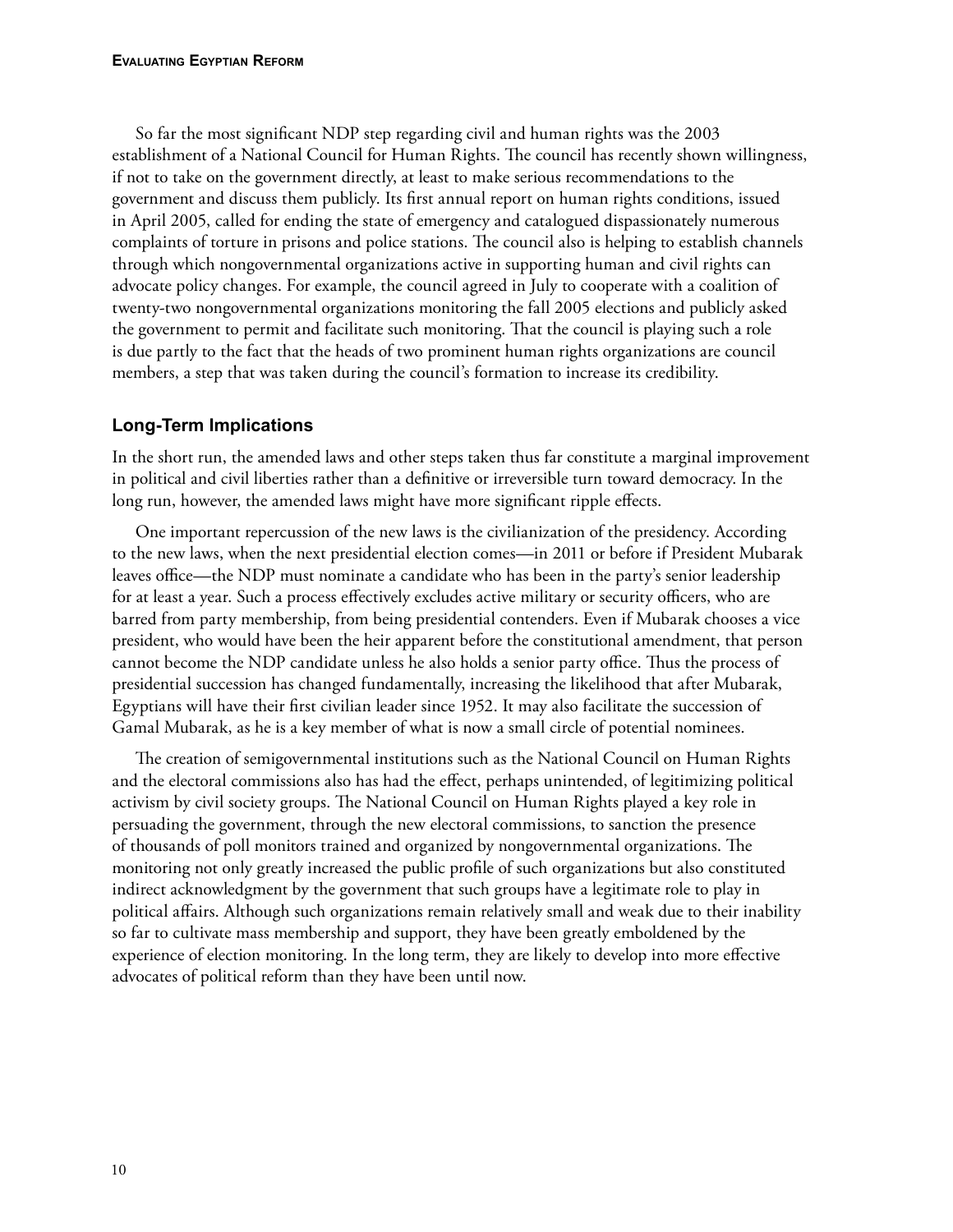So far the most significant NDP step regarding civil and human rights was the 2003 establishment of a National Council for Human Rights. The council has recently shown willingness, if not to take on the government directly, at least to make serious recommendations to the government and discuss them publicly. Its first annual report on human rights conditions, issued in April 2005, called for ending the state of emergency and catalogued dispassionately numerous complaints of torture in prisons and police stations. The council also is helping to establish channels through which nongovernmental organizations active in supporting human and civil rights can advocate policy changes. For example, the council agreed in July to cooperate with a coalition of twenty-two nongovernmental organizations monitoring the fall 2005 elections and publicly asked the government to permit and facilitate such monitoring. That the council is playing such a role is due partly to the fact that the heads of two prominent human rights organizations are council members, a step that was taken during the council's formation to increase its credibility.

## Long-Term Implications

In the short run, the amended laws and other steps taken thus far constitute a marginal improvement in political and civil liberties rather than a definitive or irreversible turn toward democracy. In the long run, however, the amended laws might have more significant ripple effects.

One important repercussion of the new laws is the civilianization of the presidency. According to the new laws, when the next presidential election comes—in 2011 or before if President Mubarak leaves office—the NDP must nominate a candidate who has been in the party's senior leadership for at least a year. Such a process effectively excludes active military or security officers, who are barred from party membership, from being presidential contenders. Even if Mubarak chooses a vice president, who would have been the heir apparent before the constitutional amendment, that person cannot become the NDP candidate unless he also holds a senior party office. Thus the process of presidential succession has changed fundamentally, increasing the likelihood that after Mubarak, Egyptians will have their first civilian leader since 1952. It may also facilitate the succession of Gamal Mubarak, as he is a key member of what is now a small circle of potential nominees.

The creation of semigovernmental institutions such as the National Council on Human Rights and the electoral commissions also has had the effect, perhaps unintended, of legitimizing political activism by civil society groups. The National Council on Human Rights played a key role in persuading the government, through the new electoral commissions, to sanction the presence of thousands of poll monitors trained and organized by nongovernmental organizations. The monitoring not only greatly increased the public profile of such organizations but also constituted indirect acknowledgment by the government that such groups have a legitimate role to play in political affairs. Although such organizations remain relatively small and weak due to their inability so far to cultivate mass membership and support, they have been greatly emboldened by the experience of election monitoring. In the long term, they are likely to develop into more effective advocates of political reform than they have been until now.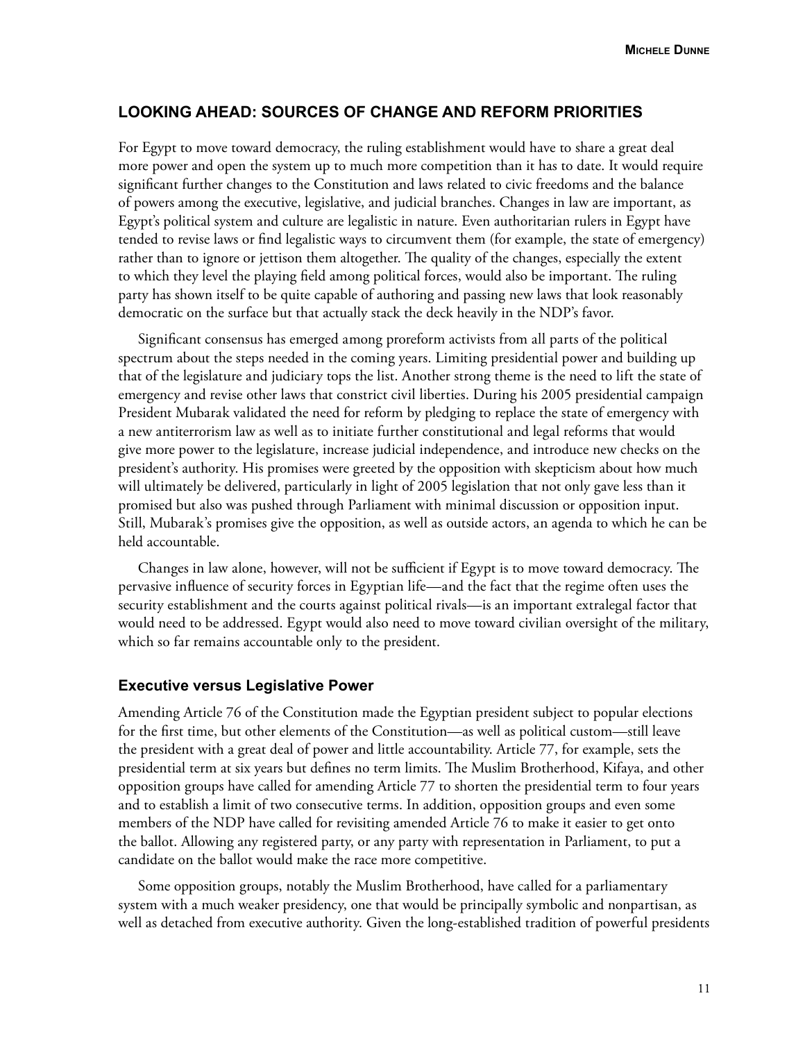## LOOKING AHEAD: SOURCES OF CHANGE AND REFORM PRIORITIES

For Egypt to move toward democracy, the ruling establishment would have to share a great deal more power and open the system up to much more competition than it has to date. It would require significant further changes to the Constitution and laws related to civic freedoms and the balance of powers among the executive, legislative, and judicial branches. Changes in law are important, as Egypt's political system and culture are legalistic in nature. Even authoritarian rulers in Egypt have tended to revise laws or find legalistic ways to circumvent them (for example, the state of emergency) rather than to ignore or jettison them altogether. The quality of the changes, especially the extent to which they level the playing field among political forces, would also be important. The ruling party has shown itself to be quite capable of authoring and passing new laws that look reasonably democratic on the surface but that actually stack the deck heavily in the NDP's favor.

Significant consensus has emerged among proreform activists from all parts of the political spectrum about the steps needed in the coming years. Limiting presidential power and building up that of the legislature and judiciary tops the list. Another strong theme is the need to lift the state of emergency and revise other laws that constrict civil liberties. During his 2005 presidential campaign President Mubarak validated the need for reform by pledging to replace the state of emergency with a new antiterrorism law as well as to initiate further constitutional and legal reforms that would give more power to the legislature, increase judicial independence, and introduce new checks on the president's authority. His promises were greeted by the opposition with skepticism about how much will ultimately be delivered, particularly in light of 2005 legislation that not only gave less than it promised but also was pushed through Parliament with minimal discussion or opposition input. Still, Mubarak's promises give the opposition, as well as outside actors, an agenda to which he can be held accountable.

Changes in law alone, however, will not be sufficient if Egypt is to move toward democracy. The pervasive influence of security forces in Egyptian life—and the fact that the regime often uses the security establishment and the courts against political rivals—is an important extralegal factor that would need to be addressed. Egypt would also need to move toward civilian oversight of the military, which so far remains accountable only to the president.

### Executive versus Legislative Power

Amending Article 76 of the Constitution made the Egyptian president subject to popular elections for the first time, but other elements of the Constitution—as well as political custom—still leave the president with a great deal of power and little accountability. Article 77, for example, sets the presidential term at six years but defines no term limits. The Muslim Brotherhood, Kifaya, and other opposition groups have called for amending Article 77 to shorten the presidential term to four years and to establish a limit of two consecutive terms. In addition, opposition groups and even some members of the NDP have called for revisiting amended Article 76 to make it easier to get onto the ballot. Allowing any registered party, or any party with representation in Parliament, to put a candidate on the ballot would make the race more competitive.

Some opposition groups, notably the Muslim Brotherhood, have called for a parliamentary system with a much weaker presidency, one that would be principally symbolic and nonpartisan, as well as detached from executive authority. Given the long-established tradition of powerful presidents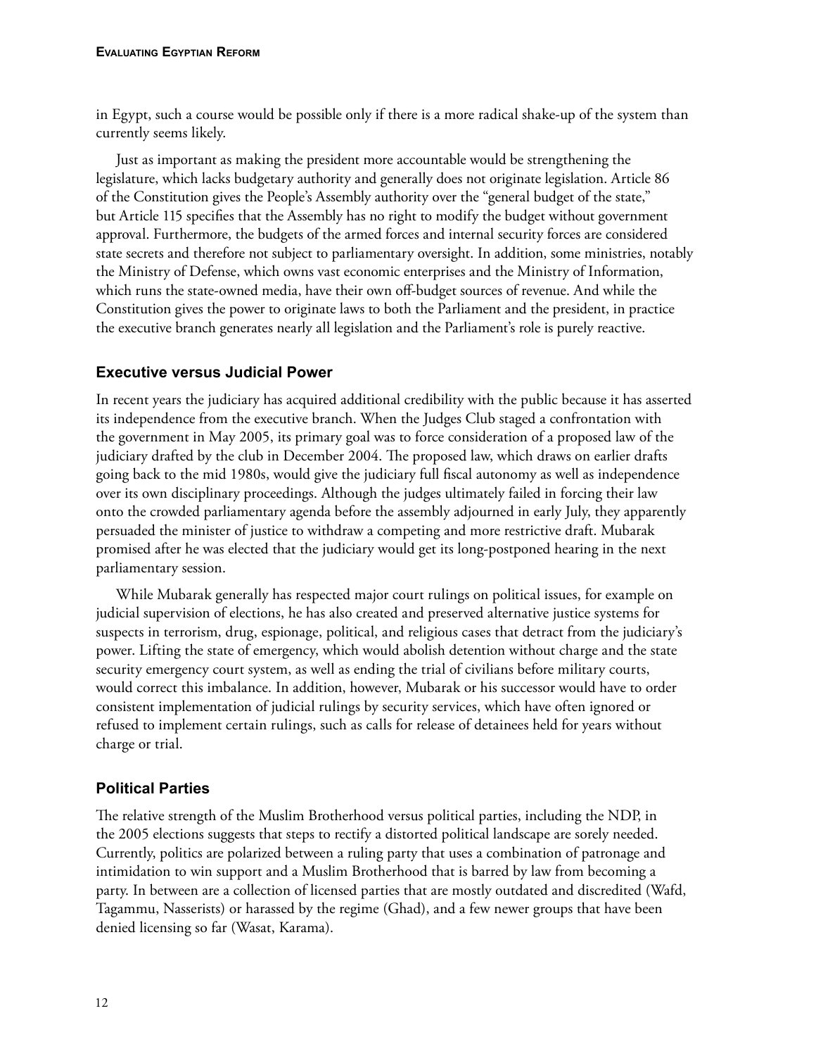in Egypt, such a course would be possible only if there is a more radical shake-up of the system than currently seems likely.

Just as important as making the president more accountable would be strengthening the legislature, which lacks budgetary authority and generally does not originate legislation. Article 86 of the Constitution gives the People's Assembly authority over the "general budget of the state," but Article 115 specifies that the Assembly has no right to modify the budget without government approval. Furthermore, the budgets of the armed forces and internal security forces are considered state secrets and therefore not subject to parliamentary oversight. In addition, some ministries, notably the Ministry of Defense, which owns vast economic enterprises and the Ministry of Information, which runs the state-owned media, have their own off-budget sources of revenue. And while the Constitution gives the power to originate laws to both the Parliament and the president, in practice the executive branch generates nearly all legislation and the Parliament's role is purely reactive.

### Executive versus Judicial Power

In recent years the judiciary has acquired additional credibility with the public because it has asserted its independence from the executive branch. When the Judges Club staged a confrontation with the government in May 2005, its primary goal was to force consideration of a proposed law of the judiciary drafted by the club in December 2004. The proposed law, which draws on earlier drafts going back to the mid 1980s, would give the judiciary full fiscal autonomy as well as independence over its own disciplinary proceedings. Although the judges ultimately failed in forcing their law onto the crowded parliamentary agenda before the assembly adjourned in early July, they apparently persuaded the minister of justice to withdraw a competing and more restrictive draft. Mubarak promised after he was elected that the judiciary would get its long-postponed hearing in the next parliamentary session.

While Mubarak generally has respected major court rulings on political issues, for example on judicial supervision of elections, he has also created and preserved alternative justice systems for suspects in terrorism, drug, espionage, political, and religious cases that detract from the judiciary's power. Lifting the state of emergency, which would abolish detention without charge and the state security emergency court system, as well as ending the trial of civilians before military courts, would correct this imbalance. In addition, however, Mubarak or his successor would have to order consistent implementation of judicial rulings by security services, which have often ignored or refused to implement certain rulings, such as calls for release of detainees held for years without charge or trial.

### Political Parties

The relative strength of the Muslim Brotherhood versus political parties, including the NDP, in the 2005 elections suggests that steps to rectify a distorted political landscape are sorely needed. Currently, politics are polarized between a ruling party that uses a combination of patronage and intimidation to win support and a Muslim Brotherhood that is barred by law from becoming a party. In between are a collection of licensed parties that are mostly outdated and discredited (Wafd, Tagammu, Nasserists) or harassed by the regime (Ghad), and a few newer groups that have been denied licensing so far (Wasat, Karama).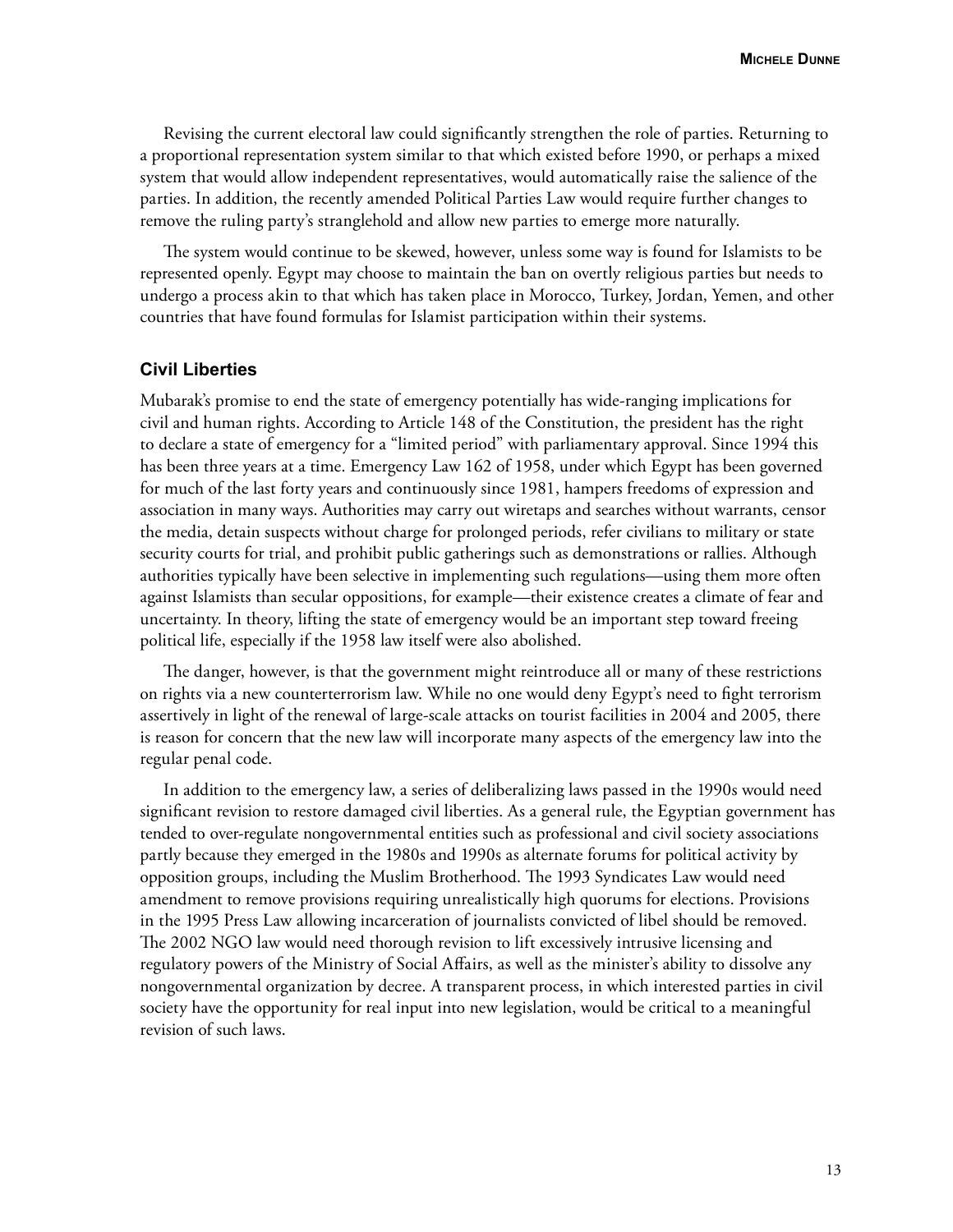Revising the current electoral law could significantly strengthen the role of parties. Returning to a proportional representation system similar to that which existed before 1990, or perhaps a mixed system that would allow independent representatives, would automatically raise the salience of the parties. In addition, the recently amended Political Parties Law would require further changes to remove the ruling party's stranglehold and allow new parties to emerge more naturally.

The system would continue to be skewed, however, unless some way is found for Islamists to be represented openly. Egypt may choose to maintain the ban on overtly religious parties but needs to undergo a process akin to that which has taken place in Morocco, Turkey, Jordan, Yemen, and other countries that have found formulas for Islamist participation within their systems.

### Civil Liberties

Mubarak's promise to end the state of emergency potentially has wide-ranging implications for civil and human rights. According to Article 148 of the Constitution, the president has the right to declare a state of emergency for a "limited period" with parliamentary approval. Since 1994 this has been three years at a time. Emergency Law 162 of 1958, under which Egypt has been governed for much of the last forty years and continuously since 1981, hampers freedoms of expression and association in many ways. Authorities may carry out wiretaps and searches without warrants, censor the media, detain suspects without charge for prolonged periods, refer civilians to military or state security courts for trial, and prohibit public gatherings such as demonstrations or rallies. Although authorities typically have been selective in implementing such regulations—using them more often against Islamists than secular oppositions, for example—their existence creates a climate of fear and uncertainty. In theory, lifting the state of emergency would be an important step toward freeing political life, especially if the 1958 law itself were also abolished.

The danger, however, is that the government might reintroduce all or many of these restrictions on rights via a new counterterrorism law. While no one would deny Egypt's need to fight terrorism assertively in light of the renewal of large-scale attacks on tourist facilities in 2004 and 2005, there is reason for concern that the new law will incorporate many aspects of the emergency law into the regular penal code.

In addition to the emergency law, a series of deliberalizing laws passed in the 1990s would need significant revision to restore damaged civil liberties. As a general rule, the Egyptian government has tended to over-regulate nongovernmental entities such as professional and civil society associations partly because they emerged in the 1980s and 1990s as alternate forums for political activity by opposition groups, including the Muslim Brotherhood. The 1993 Syndicates Law would need amendment to remove provisions requiring unrealistically high quorums for elections. Provisions in the 1995 Press Law allowing incarceration of journalists convicted of libel should be removed. The 2002 NGO law would need thorough revision to lift excessively intrusive licensing and regulatory powers of the Ministry of Social Affairs, as well as the minister's ability to dissolve any nongovernmental organization by decree. A transparent process, in which interested parties in civil society have the opportunity for real input into new legislation, would be critical to a meaningful revision of such laws.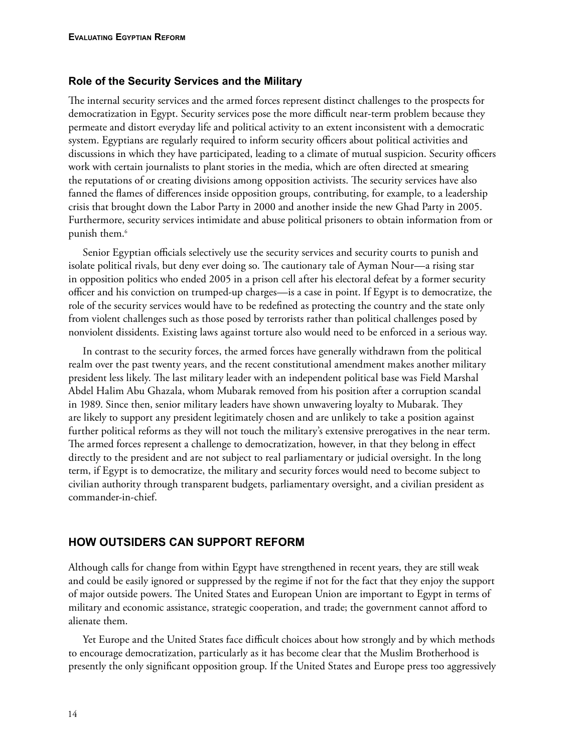### Role of the Security Services and the Military

The internal security services and the armed forces represent distinct challenges to the prospects for democratization in Egypt. Security services pose the more difficult near-term problem because they permeate and distort everyday life and political activity to an extent inconsistent with a democratic system. Egyptians are regularly required to inform security officers about political activities and discussions in which they have participated, leading to a climate of mutual suspicion. Security officers work with certain journalists to plant stories in the media, which are often directed at smearing the reputations of or creating divisions among opposition activists. The security services have also fanned the flames of differences inside opposition groups, contributing, for example, to a leadership crisis that brought down the Labor Party in 2000 and another inside the new Ghad Party in 2005. Furthermore, security services intimidate and abuse political prisoners to obtain information from or punish them.[6]

Senior Egyptian officials selectively use the security services and security courts to punish and isolate political rivals, but deny ever doing so. The cautionary tale of Ayman Nour—a rising star in opposition politics who ended 2005 in a prison cell after his electoral defeat by a former security officer and his conviction on trumped-up charges—is a case in point. If Egypt is to democratize, the role of the security services would have to be redefined as protecting the country and the state only from violent challenges such as those posed by terrorists rather than political challenges posed by nonviolent dissidents. Existing laws against torture also would need to be enforced in a serious way.

In contrast to the security forces, the armed forces have generally withdrawn from the political realm over the past twenty years, and the recent constitutional amendment makes another military president less likely. The last military leader with an independent political base was Field Marshal Abdel Halim Abu Ghazala, whom Mubarak removed from his position after a corruption scandal in 1989. Since then, senior military leaders have shown unwavering loyalty to Mubarak. They are likely to support any president legitimately chosen and are unlikely to take a position against further political reforms as they will not touch the military's extensive prerogatives in the near term. The armed forces represent a challenge to democratization, however, in that they belong in effect directly to the president and are not subject to real parliamentary or judicial oversight. In the long term, if Egypt is to democratize, the military and security forces would need to become subject to civilian authority through transparent budgets, parliamentary oversight, and a civilian president as commander-in-chief.

## HOW OUTSIDERS CAN SUPPORT REFORM

Although calls for change from within Egypt have strengthened in recent years, they are still weak and could be easily ignored or suppressed by the regime if not for the fact that they enjoy the support of major outside powers. The United States and European Union are important to Egypt in terms of military and economic assistance, strategic cooperation, and trade; the government cannot afford to alienate them.

Yet Europe and the United States face difficult choices about how strongly and by which methods to encourage democratization, particularly as it has become clear that the Muslim Brotherhood is presently the only significant opposition group. If the United States and Europe press too aggressively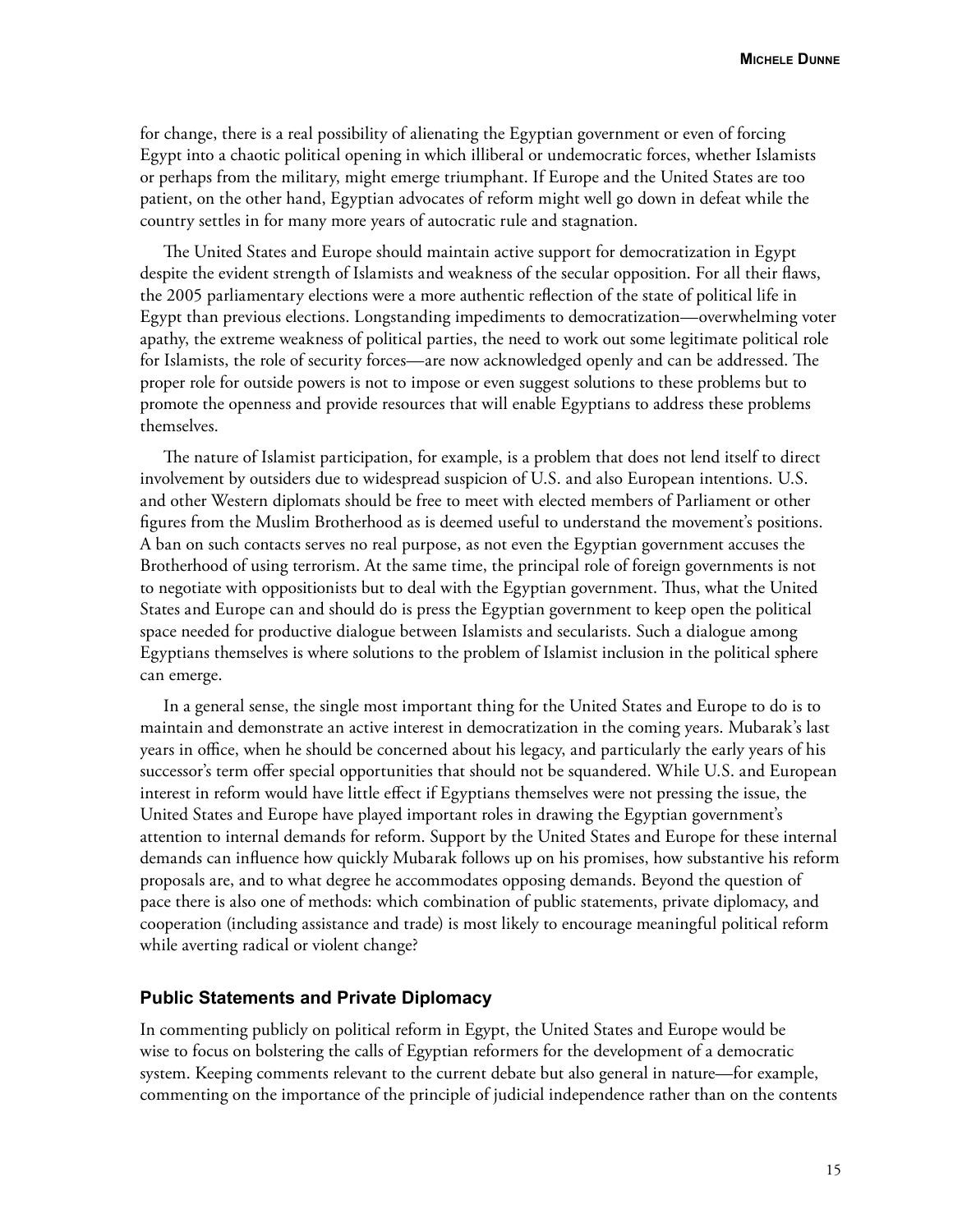for change, there is a real possibility of alienating the Egyptian government or even of forcing Egypt into a chaotic political opening in which illiberal or undemocratic forces, whether Islamists or perhaps from the military, might emerge triumphant. If Europe and the United States are too patient, on the other hand, Egyptian advocates of reform might well go down in defeat while the country settles in for many more years of autocratic rule and stagnation.

The United States and Europe should maintain active support for democratization in Egypt despite the evident strength of Islamists and weakness of the secular opposition. For all their flaws, the 2005 parliamentary elections were a more authentic reflection of the state of political life in Egypt than previous elections. Longstanding impediments to democratization—overwhelming voter apathy, the extreme weakness of political parties, the need to work out some legitimate political role for Islamists, the role of security forces—are now acknowledged openly and can be addressed. The proper role for outside powers is not to impose or even suggest solutions to these problems but to promote the openness and provide resources that will enable Egyptians to address these problems themselves.

The nature of Islamist participation, for example, is a problem that does not lend itself to direct involvement by outsiders due to widespread suspicion of U.S. and also European intentions. U.S. and other Western diplomats should be free to meet with elected members of Parliament or other figures from the Muslim Brotherhood as is deemed useful to understand the movement's positions. A ban on such contacts serves no real purpose, as not even the Egyptian government accuses the Brotherhood of using terrorism. At the same time, the principal role of foreign governments is not to negotiate with oppositionists but to deal with the Egyptian government. Thus, what the United States and Europe can and should do is press the Egyptian government to keep open the political space needed for productive dialogue between Islamists and secularists. Such a dialogue among Egyptians themselves is where solutions to the problem of Islamist inclusion in the political sphere can emerge.

In a general sense, the single most important thing for the United States and Europe to do is to maintain and demonstrate an active interest in democratization in the coming years. Mubarak's last years in office, when he should be concerned about his legacy, and particularly the early years of his successor's term offer special opportunities that should not be squandered. While U.S. and European interest in reform would have little effect if Egyptians themselves were not pressing the issue, the United States and Europe have played important roles in drawing the Egyptian government's attention to internal demands for reform. Support by the United States and Europe for these internal demands can influence how quickly Mubarak follows up on his promises, how substantive his reform proposals are, and to what degree he accommodates opposing demands. Beyond the question of pace there is also one of methods: which combination of public statements, private diplomacy, and cooperation (including assistance and trade) is most likely to encourage meaningful political reform while averting radical or violent change?

### Public Statements and Private Diplomacy

In commenting publicly on political reform in Egypt, the United States and Europe would be wise to focus on bolstering the calls of Egyptian reformers for the development of a democratic system. Keeping comments relevant to the current debate but also general in nature—for example, commenting on the importance of the principle of judicial independence rather than on the contents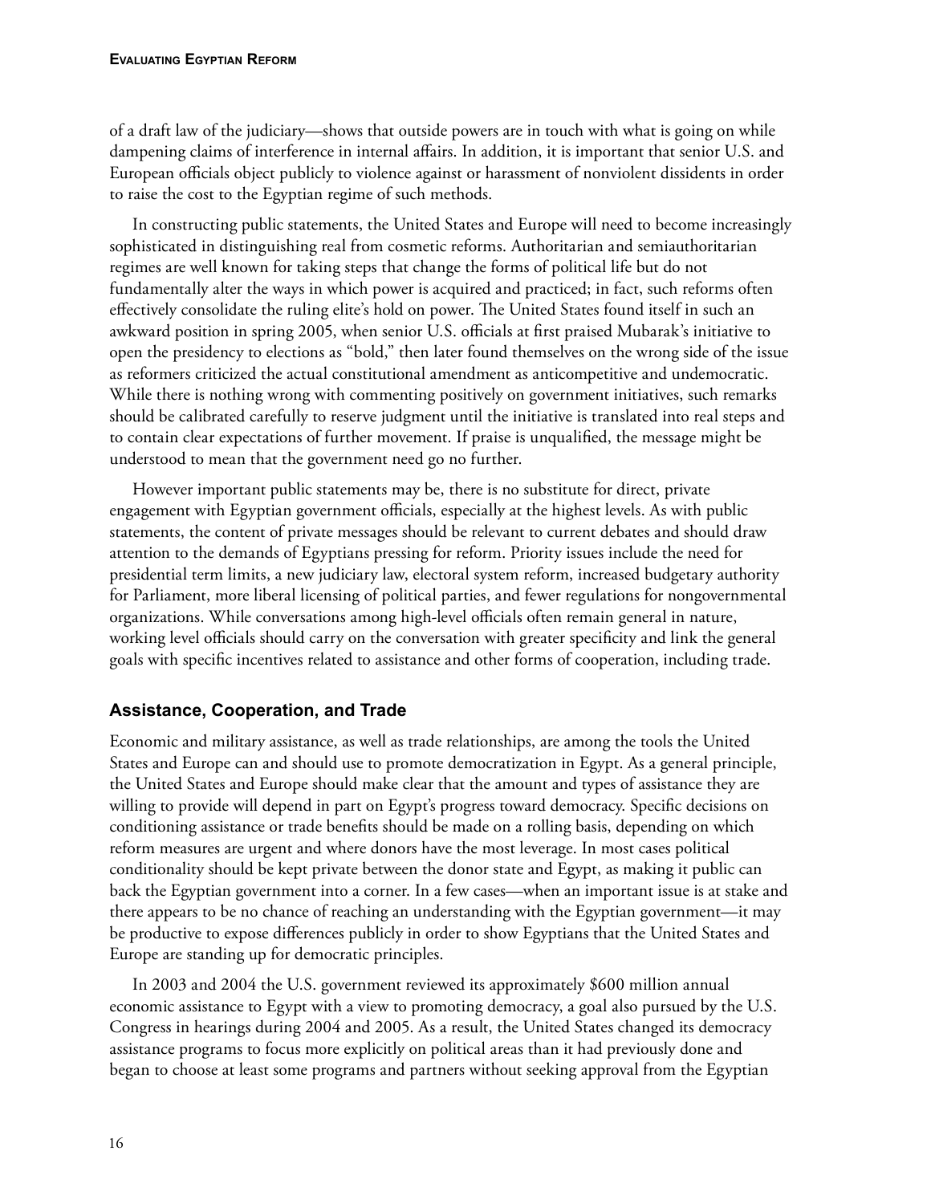of a draft law of the judiciary—shows that outside powers are in touch with what is going on while dampening claims of interference in internal affairs. In addition, it is important that senior U.S. and European officials object publicly to violence against or harassment of nonviolent dissidents in order to raise the cost to the Egyptian regime of such methods.

In constructing public statements, the United States and Europe will need to become increasingly sophisticated in distinguishing real from cosmetic reforms. Authoritarian and semiauthoritarian regimes are well known for taking steps that change the forms of political life but do not fundamentally alter the ways in which power is acquired and practiced; in fact, such reforms often effectively consolidate the ruling elite's hold on power. The United States found itself in such an awkward position in spring 2005, when senior U.S. officials at first praised Mubarak's initiative to open the presidency to elections as "bold," then later found themselves on the wrong side of the issue as reformers criticized the actual constitutional amendment as anticompetitive and undemocratic. While there is nothing wrong with commenting positively on government initiatives, such remarks should be calibrated carefully to reserve judgment until the initiative is translated into real steps and to contain clear expectations of further movement. If praise is unqualified, the message might be understood to mean that the government need go no further.

However important public statements may be, there is no substitute for direct, private engagement with Egyptian government officials, especially at the highest levels. As with public statements, the content of private messages should be relevant to current debates and should draw attention to the demands of Egyptians pressing for reform. Priority issues include the need for presidential term limits, a new judiciary law, electoral system reform, increased budgetary authority for Parliament, more liberal licensing of political parties, and fewer regulations for nongovernmental organizations. While conversations among high-level officials often remain general in nature, working level officials should carry on the conversation with greater specificity and link the general goals with specific incentives related to assistance and other forms of cooperation, including trade.

## Assistance, Cooperation, and Trade

Economic and military assistance, as well as trade relationships, are among the tools the United States and Europe can and should use to promote democratization in Egypt. As a general principle, the United States and Europe should make clear that the amount and types of assistance they are willing to provide will depend in part on Egypt's progress toward democracy. Specific decisions on conditioning assistance or trade benefits should be made on a rolling basis, depending on which reform measures are urgent and where donors have the most leverage. In most cases political conditionality should be kept private between the donor state and Egypt, as making it public can back the Egyptian government into a corner. In a few cases—when an important issue is at stake and there appears to be no chance of reaching an understanding with the Egyptian government—it may be productive to expose differences publicly in order to show Egyptians that the United States and Europe are standing up for democratic principles.

In 2003 and 2004 the U.S. government reviewed its approximately $600 million annual economic assistance to Egypt with a view to promoting democracy, a goal also pursued by the U.S. Congress in hearings during 2004 and 2005. As a result, the United States changed its democracy assistance programs to focus more explicitly on political areas than it had previously done and began to choose at least some programs and partners without seeking approval from the Egyptian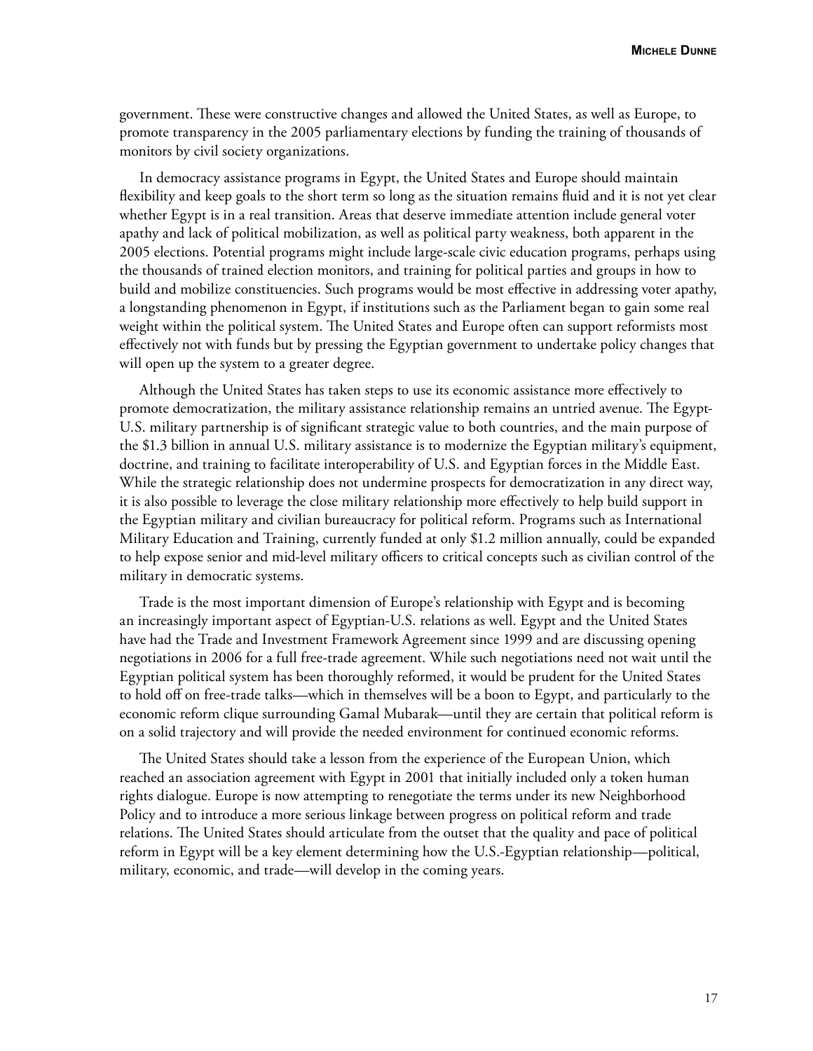government. These were constructive changes and allowed the United States, as well as Europe, to promote transparency in the 2005 parliamentary elections by funding the training of thousands of monitors by civil society organizations.

In democracy assistance programs in Egypt, the United States and Europe should maintain flexibility and keep goals to the short term so long as the situation remains fluid and it is not yet clear whether Egypt is in a real transition. Areas that deserve immediate attention include general voter apathy and lack of political mobilization, as well as political party weakness, both apparent in the 2005 elections. Potential programs might include large-scale civic education programs, perhaps using the thousands of trained election monitors, and training for political parties and groups in how to build and mobilize constituencies. Such programs would be most effective in addressing voter apathy, a longstanding phenomenon in Egypt, if institutions such as the Parliament began to gain some real weight within the political system. The United States and Europe often can support reformists most effectively not with funds but by pressing the Egyptian government to undertake policy changes that will open up the system to a greater degree.

Although the United States has taken steps to use its economic assistance more effectively to promote democratization, the military assistance relationship remains an untried avenue. The Egypt-U.S. military partnership is of significant strategic value to both countries, and the main purpose of the $1.3 billion in annual U.S. military assistance is to modernize the Egyptian military's equipment, doctrine, and training to facilitate interoperability of U.S. and Egyptian forces in the Middle East. While the strategic relationship does not undermine prospects for democratization in any direct way, it is also possible to leverage the close military relationship more effectively to help build support in the Egyptian military and civilian bureaucracy for political reform. Programs such as International Military Education and Training, currently funded at only $1.2 million annually, could be expanded to help expose senior and mid-level military officers to critical concepts such as civilian control of the military in democratic systems.

Trade is the most important dimension of Europe's relationship with Egypt and is becoming an increasingly important aspect of Egyptian-U.S. relations as well. Egypt and the United States have had the Trade and Investment Framework Agreement since 1999 and are discussing opening negotiations in 2006 for a full free-trade agreement. While such negotiations need not wait until the Egyptian political system has been thoroughly reformed, it would be prudent for the United States to hold off on free-trade talks—which in themselves will be a boon to Egypt, and particularly to the economic reform clique surrounding Gamal Mubarak—until they are certain that political reform is on a solid trajectory and will provide the needed environment for continued economic reforms.

The United States should take a lesson from the experience of the European Union, which reached an association agreement with Egypt in 2001 that initially included only a token human rights dialogue. Europe is now attempting to renegotiate the terms under its new Neighborhood Policy and to introduce a more serious linkage between progress on political reform and trade relations. The United States should articulate from the outset that the quality and pace of political reform in Egypt will be a key element determining how the U.S.-Egyptian relationship—political, military, economic, and trade—will develop in the coming years.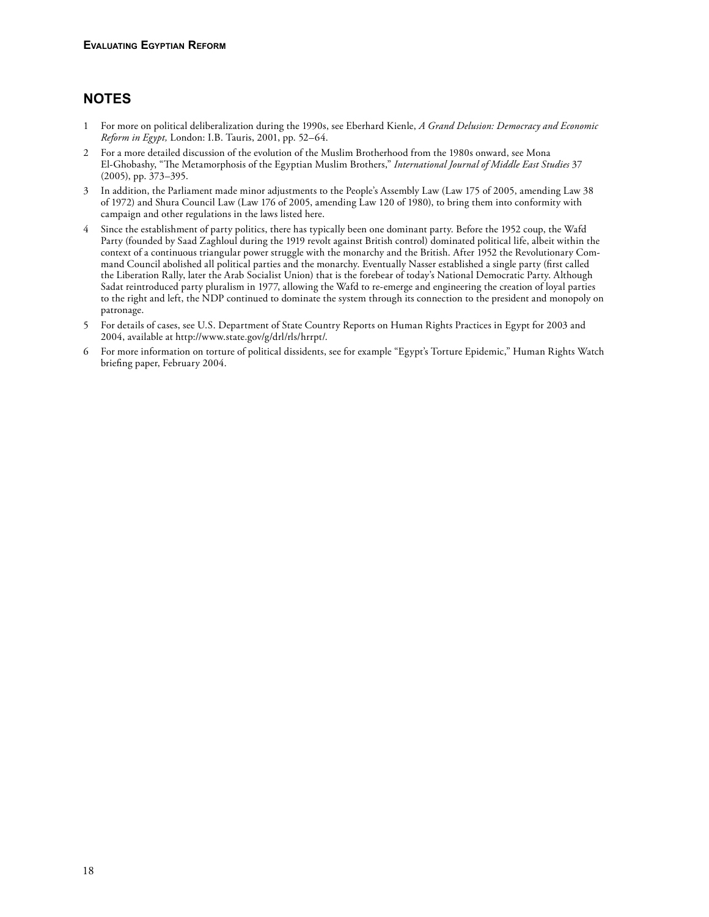## NOTES

1. For more on political deliberalization during the 1990s, see Eberhard Kienle, *A Grand Delusion: Democracy and Economic Reform in Egypt,* London: I.B. Tauris, 2001, pp. 52–64.
2. For a more detailed discussion of the evolution of the Muslim Brotherhood from the 1980s onward, see Mona El-Ghobashy, "The Metamorphosis of the Egyptian Muslim Brothers," *International Journal of Middle East Studies* 37 (2005), pp. 373–395.
3. In addition, the Parliament made minor adjustments to the People's Assembly Law (Law 175 of 2005, amending Law 38 of 1972) and Shura Council Law (Law 176 of 2005, amending Law 120 of 1980), to bring them into conformity with campaign and other regulations in the laws listed here.
4. Since the establishment of party politics, there has typically been one dominant party. Before the 1952 coup, the Wafd Party (founded by Saad Zaghloul during the 1919 revolt against British control) dominated political life, albeit within the context of a continuous triangular power struggle with the monarchy and the British. After 1952 the Revolutionary Command Council abolished all political parties and the monarchy. Eventually Nasser established a single party (first called the Liberation Rally, later the Arab Socialist Union) that is the forebear of today's National Democratic Party. Although Sadat reintroduced party pluralism in 1977, allowing the Wafd to re-emerge and engineering the creation of loyal parties to the right and left, the NDP continued to dominate the system through its connection to the president and monopoly on patronage.
5. For details of cases, see U.S. Department of State Country Reports on Human Rights Practices in Egypt for 2003 and 2004, available at http://www.state.gov/g/drl/rls/hrrpt/.
6. For more information on torture of political dissidents, see for example "Egypt's Torture Epidemic," Human Rights Watch briefing paper, February 2004.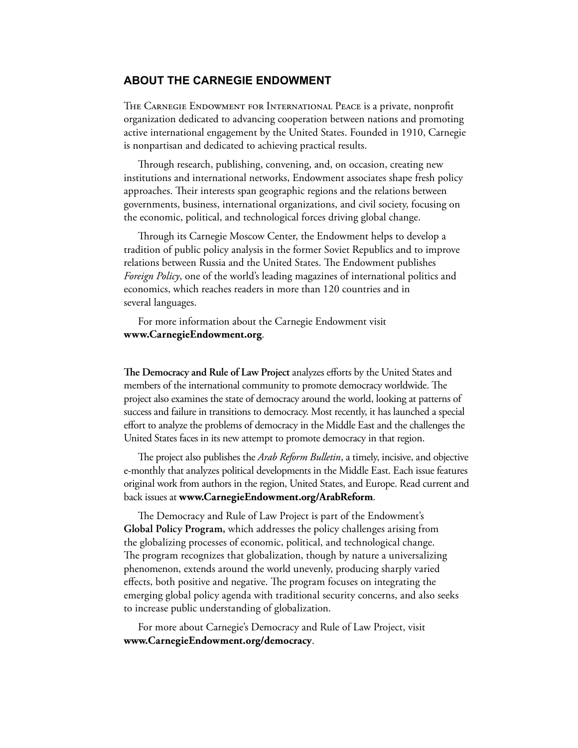## ABOUT THE CARNEGIE ENDOWMENT

The Carnegie Endowment for International Peace is a private, nonprofit organization dedicated to advancing cooperation between nations and promoting active international engagement by the United States. Founded in 1910, Carnegie is nonpartisan and dedicated to achieving practical results.

Through research, publishing, convening, and, on occasion, creating new institutions and international networks, Endowment associates shape fresh policy approaches. Their interests span geographic regions and the relations between governments, business, international organizations, and civil society, focusing on the economic, political, and technological forces driving global change.

Through its Carnegie Moscow Center, the Endowment helps to develop a tradition of public policy analysis in the former Soviet Republics and to improve relations between Russia and the United States. The Endowment publishes *Foreign Policy*, one of the world's leading magazines of international politics and economics, which reaches readers in more than 120 countries and in several languages.

For more information about the Carnegie Endowment visit **www.CarnegieEndowment.org**.

**The Democracy and Rule of Law Project** analyzes efforts by the United States and members of the international community to promote democracy worldwide. The project also examines the state of democracy around the world, looking at patterns of success and failure in transitions to democracy. Most recently, it has launched a special effort to analyze the problems of democracy in the Middle East and the challenges the United States faces in its new attempt to promote democracy in that region.

The project also publishes the *Arab Reform Bulletin*, a timely, incisive, and objective e-monthly that analyzes political developments in the Middle East. Each issue features original work from authors in the region, United States, and Europe. Read current and back issues at **www.CarnegieEndowment.org/ArabReform**.

The Democracy and Rule of Law Project is part of the Endowment's **Global Policy Program,** which addresses the policy challenges arising from the globalizing processes of economic, political, and technological change. The program recognizes that globalization, though by nature a universalizing phenomenon, extends around the world unevenly, producing sharply varied effects, both positive and negative. The program focuses on integrating the emerging global policy agenda with traditional security concerns, and also seeks to increase public understanding of globalization.

For more about Carnegie's Democracy and Rule of Law Project, visit **www.CarnegieEndowment.org/democracy**.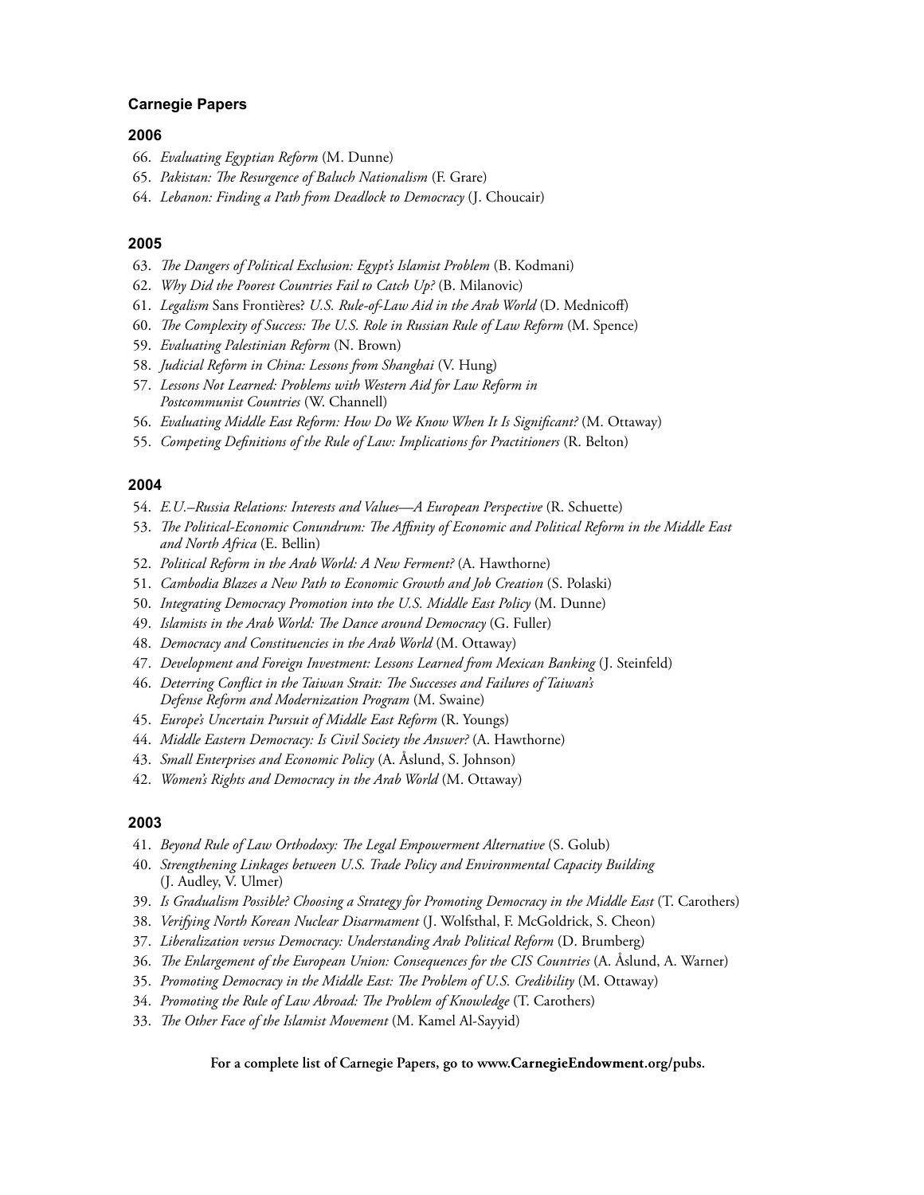## Carnegie Papers

### 2006

66. *Evaluating Egyptian Reform* (M. Dunne)
65. *Pakistan: The Resurgence of Baluch Nationalism* (F. Grare)
64. *Lebanon: Finding a Path from Deadlock to Democracy* (J. Choucair)

### 2005

63. *The Dangers of Political Exclusion: Egypt's Islamist Problem* (B. Kodmani)
62. *Why Did the Poorest Countries Fail to Catch Up?* (B. Milanovic)
61. *Legalism* Sans Frontières? *U.S. Rule-of-Law Aid in the Arab World* (D. Mednicoff)
60. *The Complexity of Success: The U.S. Role in Russian Rule of Law Reform* (M. Spence)
59. *Evaluating Palestinian Reform* (N. Brown)
58. *Judicial Reform in China: Lessons from Shanghai* (V. Hung)
57. *Lessons Not Learned: Problems with Western Aid for Law Reform in Postcommunist Countries* (W. Channell)
56. *Evaluating Middle East Reform: How Do We Know When It Is Significant?* (M. Ottaway)
55. *Competing Definitions of the Rule of Law: Implications for Practitioners* (R. Belton)

### 2004

54. *E.U.–Russia Relations: Interests and Values—A European Perspective* (R. Schuette)
53. *The Political-Economic Conundrum: The Affinity of Economic and Political Reform in the Middle East and North Africa* (E. Bellin)
52. *Political Reform in the Arab World: A New Ferment?* (A. Hawthorne)
51. *Cambodia Blazes a New Path to Economic Growth and Job Creation* (S. Polaski)
50. *Integrating Democracy Promotion into the U.S. Middle East Policy* (M. Dunne)
49. *Islamists in the Arab World: The Dance around Democracy* (G. Fuller)
48. *Democracy and Constituencies in the Arab World* (M. Ottaway)
47. *Development and Foreign Investment: Lessons Learned from Mexican Banking* (J. Steinfeld)
46. *Deterring Conflict in the Taiwan Strait: The Successes and Failures of Taiwan's Defense Reform and Modernization Program* (M. Swaine)
45. *Europe's Uncertain Pursuit of Middle East Reform* (R. Youngs)
44. *Middle Eastern Democracy: Is Civil Society the Answer?* (A. Hawthorne)
43. *Small Enterprises and Economic Policy* (A. Åslund, S. Johnson)
42. *Women's Rights and Democracy in the Arab World* (M. Ottaway)

### 2003

41. *Beyond Rule of Law Orthodoxy: The Legal Empowerment Alternative* (S. Golub)
40. *Strengthening Linkages between U.S. Trade Policy and Environmental Capacity Building* (J. Audley, V. Ulmer)
39. *Is Gradualism Possible? Choosing a Strategy for Promoting Democracy in the Middle East* (T. Carothers)
38. *Verifying North Korean Nuclear Disarmament* (J. Wolfsthal, F. McGoldrick, S. Cheon)
37. *Liberalization versus Democracy: Understanding Arab Political Reform* (D. Brumberg)
36. *The Enlargement of the European Union: Consequences for the CIS Countries* (A. Åslund, A. Warner)
35. *Promoting Democracy in the Middle East: The Problem of U.S. Credibility* (M. Ottaway)
34. *Promoting the Rule of Law Abroad: The Problem of Knowledge* (T. Carothers)
33. *The Other Face of the Islamist Movement* (M. Kamel Al-Sayyid)

**For a complete list of Carnegie Papers, go to www.CarnegieEndowment.org/pubs.**